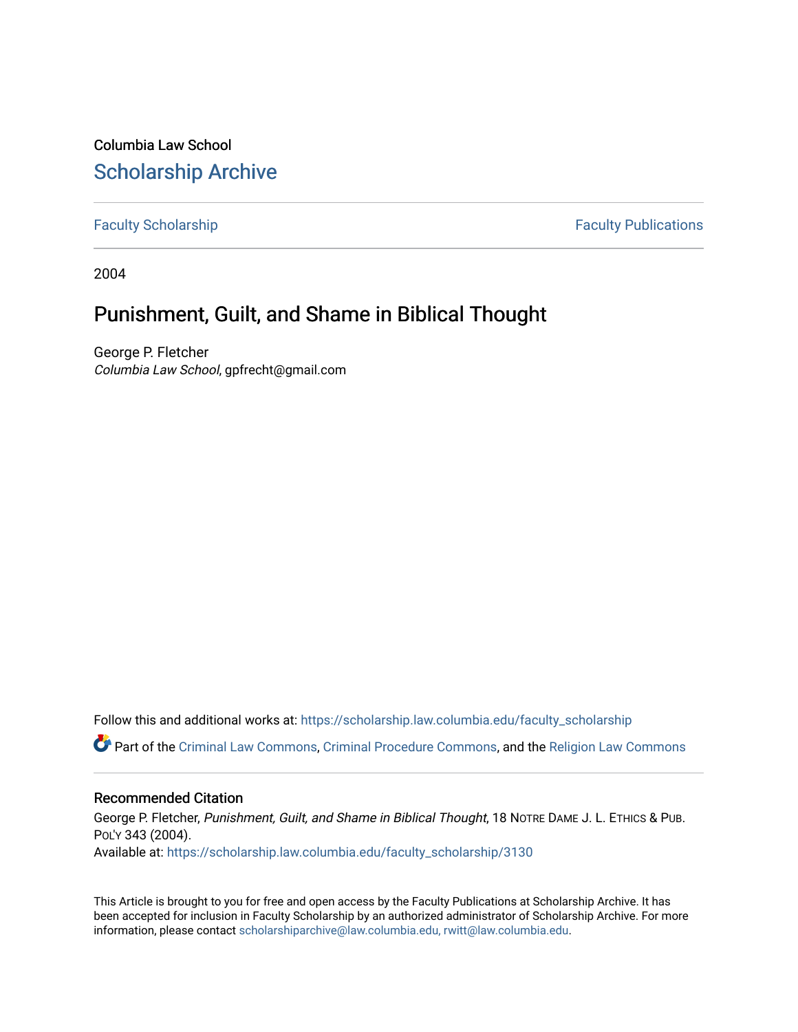Columbia Law School

# Scholarship Archive

Faculty Scholarship | Faculty Publications

2004

## Punishment, Guilt, and Shame in Biblical Thought

George P. Fletcher
*Columbia Law School*, gpfrecht@gmail.com

Follow this and additional works at: https://scholarship.law.columbia.edu/faculty_scholarship

Part of the Criminal Law Commons, Criminal Procedure Commons, and the Religion Law Commons

### Recommended Citation

George P. Fletcher, *Punishment, Guilt, and Shame in Biblical Thought*, 18 NOTRE DAME J. L. ETHICS & PUB. POL'Y 343 (2004).
Available at: https://scholarship.law.columbia.edu/faculty_scholarship/3130

This Article is brought to you for free and open access by the Faculty Publications at Scholarship Archive. It has been accepted for inclusion in Faculty Scholarship by an authorized administrator of Scholarship Archive. For more information, please contact scholarshiparchive@law.columbia.edu, rwitt@law.columbia.edu.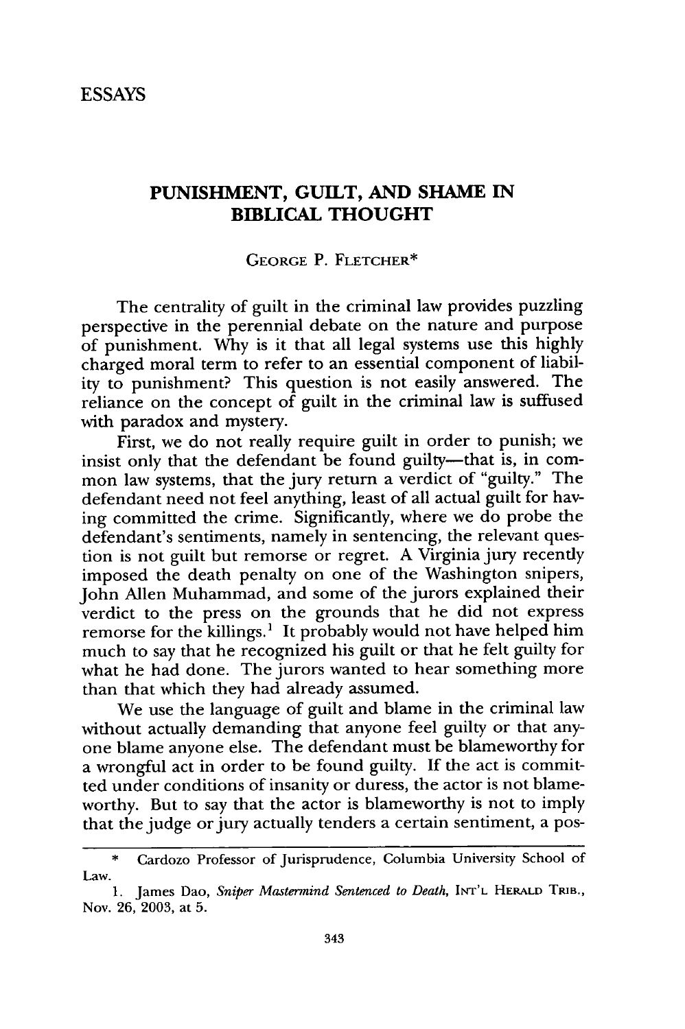ESSAYS

# PUNISHMENT, GUILT, AND SHAME IN BIBLICAL THOUGHT

GEORGE P. FLETCHER*

The centrality of guilt in the criminal law provides puzzling perspective in the perennial debate on the nature and purpose of punishment. Why is it that all legal systems use this highly charged moral term to refer to an essential component of liability to punishment? This question is not easily answered. The reliance on the concept of guilt in the criminal law is suffused with paradox and mystery.

First, we do not really require guilt in order to punish; we insist only that the defendant be found guilty—that is, in common law systems, that the jury return a verdict of "guilty." The defendant need not feel anything, least of all actual guilt for having committed the crime. Significantly, where we do probe the defendant's sentiments, namely in sentencing, the relevant question is not guilt but remorse or regret. A Virginia jury recently imposed the death penalty on one of the Washington snipers, John Allen Muhammad, and some of the jurors explained their verdict to the press on the grounds that he did not express remorse for the killings.[1] It probably would not have helped him much to say that he recognized his guilt or that he felt guilty for what he had done. The jurors wanted to hear something more than that which they had already assumed.

We use the language of guilt and blame in the criminal law without actually demanding that anyone feel guilty or that anyone blame anyone else. The defendant must be blameworthy for a wrongful act in order to be found guilty. If the act is committed under conditions of insanity or duress, the actor is not blameworthy. But to say that the actor is blameworthy is not to imply that the judge or jury actually tenders a certain sentiment, a pos-

---

\* Cardozo Professor of Jurisprudence, Columbia University School of Law.

1. James Dao, *Sniper Mastermind Sentenced to Death*, INT'L HERALD TRIB., Nov. 26, 2003, at 5.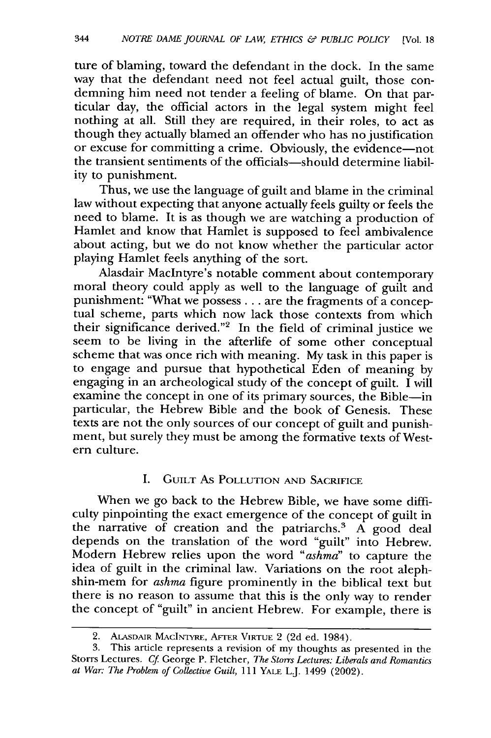ture of blaming, toward the defendant in the dock. In the same way that the defendant need not feel actual guilt, those condemning him need not tender a feeling of blame. On that particular day, the official actors in the legal system might feel nothing at all. Still they are required, in their roles, to act as though they actually blamed an offender who has no justification or excuse for committing a crime. Obviously, the evidence—not the transient sentiments of the officials—should determine liability to punishment.

Thus, we use the language of guilt and blame in the criminal law without expecting that anyone actually feels guilty or feels the need to blame. It is as though we are watching a production of Hamlet and know that Hamlet is supposed to feel ambivalence about acting, but we do not know whether the particular actor playing Hamlet feels anything of the sort.

Alasdair MacIntyre's notable comment about contemporary moral theory could apply as well to the language of guilt and punishment: "What we possess . . . are the fragments of a conceptual scheme, parts which now lack those contexts from which their significance derived."[2] In the field of criminal justice we seem to be living in the afterlife of some other conceptual scheme that was once rich with meaning. My task in this paper is to engage and pursue that hypothetical Eden of meaning by engaging in an archeological study of the concept of guilt. I will examine the concept in one of its primary sources, the Bible—in particular, the Hebrew Bible and the book of Genesis. These texts are not the only sources of our concept of guilt and punishment, but surely they must be among the formative texts of Western culture.

## I. Guilt As Pollution and Sacrifice

When we go back to the Hebrew Bible, we have some difficulty pinpointing the exact emergence of the concept of guilt in the narrative of creation and the patriarchs.[3] A good deal depends on the translation of the word "guilt" into Hebrew. Modern Hebrew relies upon the word "*ashma*" to capture the idea of guilt in the criminal law. Variations on the root aleph-shin-mem for *ashma* figure prominently in the biblical text but there is no reason to assume that this is the only way to render the concept of "guilt" in ancient Hebrew. For example, there is

---

2. Alasdair MacIntyre, After Virtue 2 (2d ed. 1984).

3. This article represents a revision of my thoughts as presented in the Storrs Lectures. *Cf.* George P. Fletcher, *The Storrs Lectures: Liberals and Romantics at War: The Problem of Collective Guilt*, 111 Yale L.J. 1499 (2002).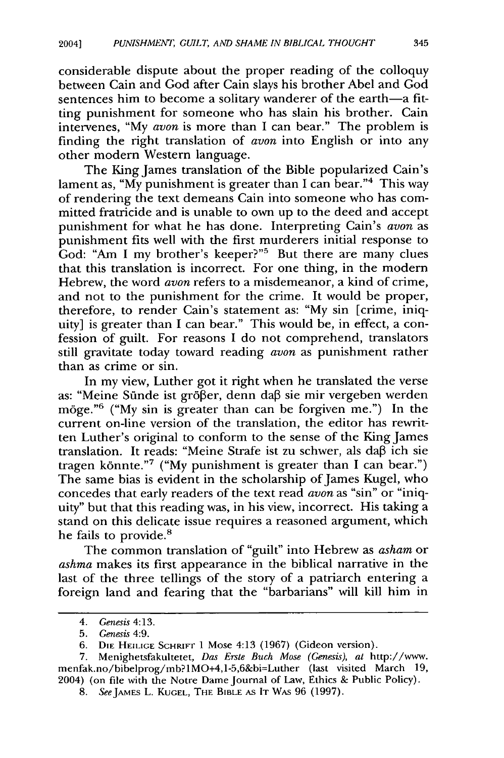considerable dispute about the proper reading of the colloquy between Cain and God after Cain slays his brother Abel and God sentences him to become a solitary wanderer of the earth—a fitting punishment for someone who has slain his brother. Cain intervenes, "My *avon* is more than I can bear." The problem is finding the right translation of *avon* into English or into any other modern Western language.

The King James translation of the Bible popularized Cain's lament as, "My punishment is greater than I can bear."[4] This way of rendering the text demeans Cain into someone who has committed fratricide and is unable to own up to the deed and accept punishment for what he has done. Interpreting Cain's *avon* as punishment fits well with the first murderers initial response to God: "Am I my brother's keeper?"[5] But there are many clues that this translation is incorrect. For one thing, in the modern Hebrew, the word *avon* refers to a misdemeanor, a kind of crime, and not to the punishment for the crime. It would be proper, therefore, to render Cain's statement as: "My sin [crime, iniquity] is greater than I can bear." This would be, in effect, a confession of guilt. For reasons I do not comprehend, translators still gravitate today toward reading *avon* as punishment rather than as crime or sin.

In my view, Luther got it right when he translated the verse as: "Meine Sünde ist größer, denn daß sie mir vergeben werden möge."[6] ("My sin is greater than can be forgiven me.") In the current on-line version of the translation, the editor has rewritten Luther's original to conform to the sense of the King James translation. It reads: "Meine Strafe ist zu schwer, als daß ich sie tragen könnte."[7] ("My punishment is greater than I can bear.") The same bias is evident in the scholarship of James Kugel, who concedes that early readers of the text read *avon* as "sin" or "iniquity" but that this reading was, in his view, incorrect. His taking a stand on this delicate issue requires a reasoned argument, which he fails to provide.[8]

The common translation of "guilt" into Hebrew as *asham* or *ashma* makes its first appearance in the biblical narrative in the last of the three tellings of the story of a patriarch entering a foreign land and fearing that the "barbarians" will kill him in

---

4. *Genesis* 4:13.

5. *Genesis* 4:9.

6. DIE HEILIGE SCHRIFT 1 Mose 4:13 (1967) (Gideon version).

7. Menighetsfakultetet, *Das Erste Buch Mose (Genesis)*, *at* http://www.menfak.no/bibelprog/mb?1MO+4,1-5,6&bi=Luther (last visited March 19, 2004) (on file with the Notre Dame Journal of Law, Ethics & Public Policy).

8. *See* JAMES L. KUGEL, THE BIBLE AS IT WAS 96 (1997).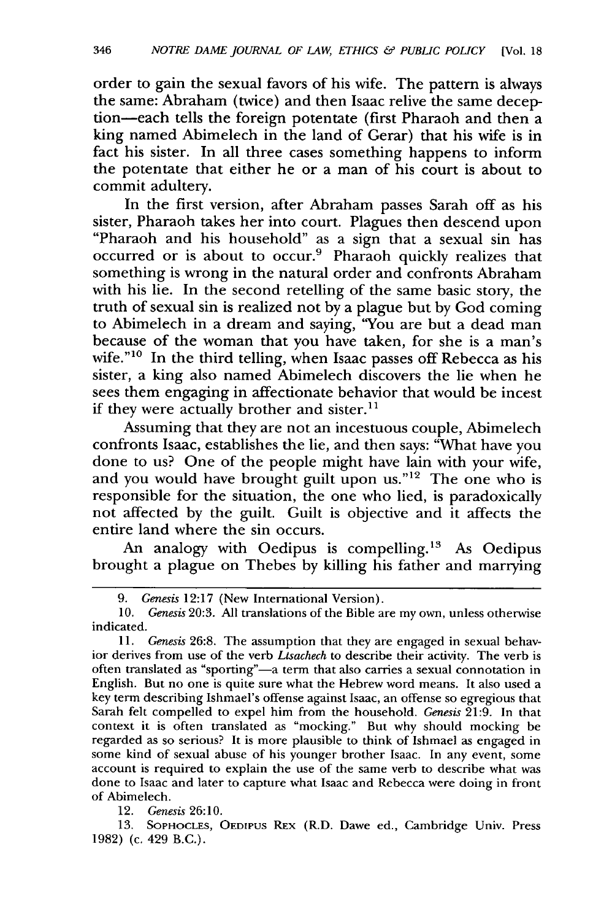order to gain the sexual favors of his wife. The pattern is always the same: Abraham (twice) and then Isaac relive the same deception—each tells the foreign potentate (first Pharaoh and then a king named Abimelech in the land of Gerar) that his wife is in fact his sister. In all three cases something happens to inform the potentate that either he or a man of his court is about to commit adultery.

In the first version, after Abraham passes Sarah off as his sister, Pharaoh takes her into court. Plagues then descend upon "Pharaoh and his household" as a sign that a sexual sin has occurred or is about to occur.[9] Pharaoh quickly realizes that something is wrong in the natural order and confronts Abraham with his lie. In the second retelling of the same basic story, the truth of sexual sin is realized not by a plague but by God coming to Abimelech in a dream and saying, "You are but a dead man because of the woman that you have taken, for she is a man's wife."[10] In the third telling, when Isaac passes off Rebecca as his sister, a king also named Abimelech discovers the lie when he sees them engaging in affectionate behavior that would be incest if they were actually brother and sister.[11]

Assuming that they are not an incestuous couple, Abimelech confronts Isaac, establishes the lie, and then says: "What have you done to us? One of the people might have lain with your wife, and you would have brought guilt upon us."[12] The one who is responsible for the situation, the one who lied, is paradoxically not affected by the guilt. Guilt is objective and it affects the entire land where the sin occurs.

An analogy with Oedipus is compelling.[13] As Oedipus brought a plague on Thebes by killing his father and marrying

---

9. *Genesis* 12:17 (New International Version).

10. *Genesis* 20:3. All translations of the Bible are my own, unless otherwise indicated.

11. *Genesis* 26:8. The assumption that they are engaged in sexual behavior derives from use of the verb *Ltsachech* to describe their activity. The verb is often translated as "sporting"—a term that also carries a sexual connotation in English. But no one is quite sure what the Hebrew word means. It also used a key term describing Ishmael's offense against Isaac, an offense so egregious that Sarah felt compelled to expel him from the household. *Genesis* 21:9. In that context it is often translated as "mocking." But why should mocking be regarded as so serious? It is more plausible to think of Ishmael as engaged in some kind of sexual abuse of his younger brother Isaac. In any event, some account is required to explain the use of the same verb to describe what was done to Isaac and later to capture what Isaac and Rebecca were doing in front of Abimelech.

12. *Genesis* 26:10.

13. SOPHOCLES, OEDIPUS REX (R.D. Dawe ed., Cambridge Univ. Press 1982) (c. 429 B.C.).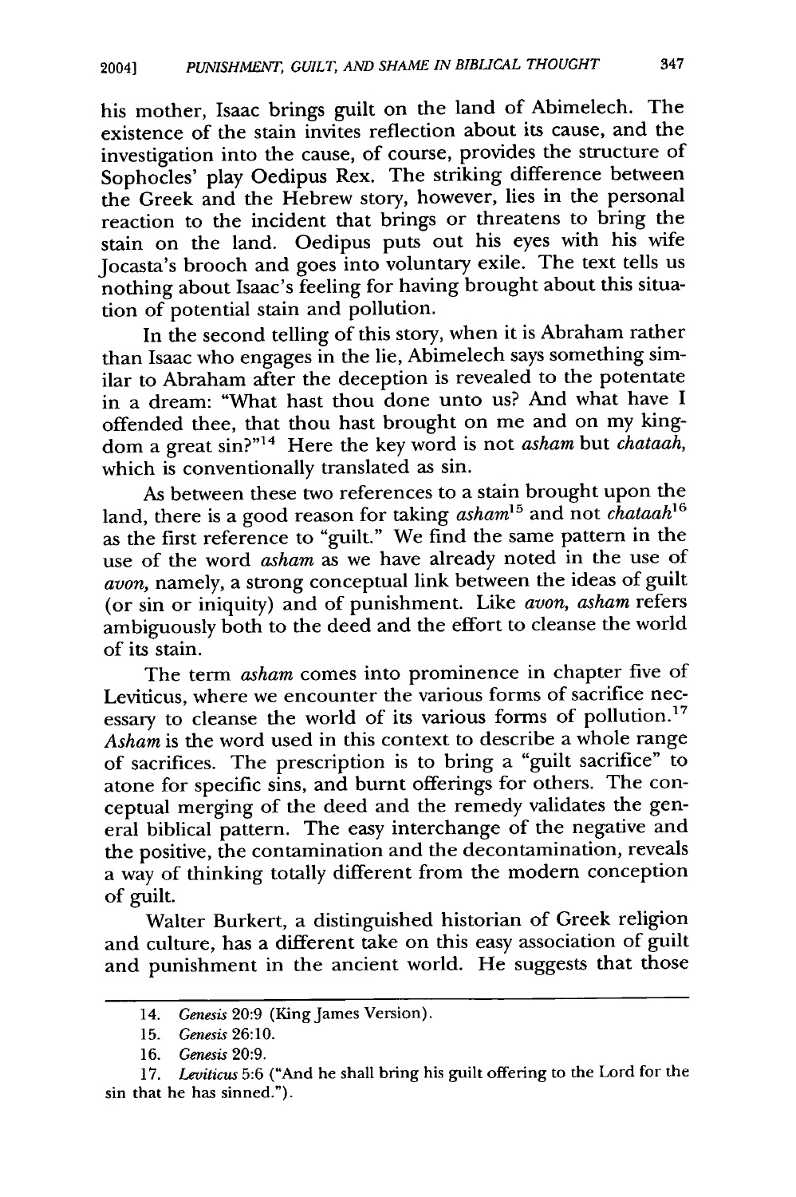his mother, Isaac brings guilt on the land of Abimelech. The existence of the stain invites reflection about its cause, and the investigation into the cause, of course, provides the structure of Sophocles' play Oedipus Rex. The striking difference between the Greek and the Hebrew story, however, lies in the personal reaction to the incident that brings or threatens to bring the stain on the land. Oedipus puts out his eyes with his wife Jocasta's brooch and goes into voluntary exile. The text tells us nothing about Isaac's feeling for having brought about this situation of potential stain and pollution.

In the second telling of this story, when it is Abraham rather than Isaac who engages in the lie, Abimelech says something similar to Abraham after the deception is revealed to the potentate in a dream: "What hast thou done unto us? And what have I offended thee, that thou hast brought on me and on my kingdom a great sin?"[14] Here the key word is not *asham* but *chataah*, which is conventionally translated as sin.

As between these two references to a stain brought upon the land, there is a good reason for taking *asham*[15] and not *chataah*[16] as the first reference to "guilt." We find the same pattern in the use of the word *asham* as we have already noted in the use of *avon*, namely, a strong conceptual link between the ideas of guilt (or sin or iniquity) and of punishment. Like *avon*, *asham* refers ambiguously both to the deed and the effort to cleanse the world of its stain.

The term *asham* comes into prominence in chapter five of Leviticus, where we encounter the various forms of sacrifice necessary to cleanse the world of its various forms of pollution.[17] *Asham* is the word used in this context to describe a whole range of sacrifices. The prescription is to bring a "guilt sacrifice" to atone for specific sins, and burnt offerings for others. The conceptual merging of the deed and the remedy validates the general biblical pattern. The easy interchange of the negative and the positive, the contamination and the decontamination, reveals a way of thinking totally different from the modern conception of guilt.

Walter Burkert, a distinguished historian of Greek religion and culture, has a different take on this easy association of guilt and punishment in the ancient world. He suggests that those

---

14. *Genesis* 20:9 (King James Version).

15. *Genesis* 26:10.

16. *Genesis* 20:9.

17. *Leviticus* 5:6 ("And he shall bring his guilt offering to the Lord for the sin that he has sinned.").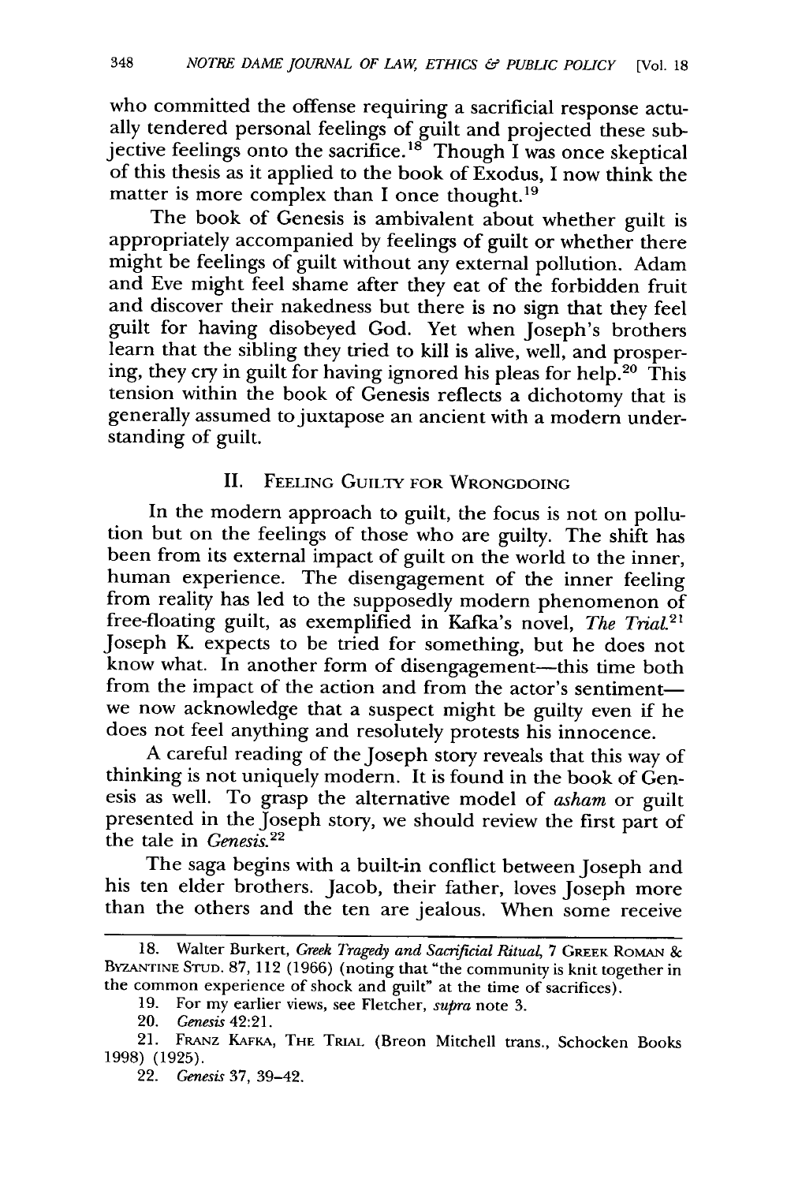who committed the offense requiring a sacrificial response actually tendered personal feelings of guilt and projected these subjective feelings onto the sacrifice.[18] Though I was once skeptical of this thesis as it applied to the book of Exodus, I now think the matter is more complex than I once thought.[19]

The book of Genesis is ambivalent about whether guilt is appropriately accompanied by feelings of guilt or whether there might be feelings of guilt without any external pollution. Adam and Eve might feel shame after they eat of the forbidden fruit and discover their nakedness but there is no sign that they feel guilt for having disobeyed God. Yet when Joseph's brothers learn that the sibling they tried to kill is alive, well, and prospering, they cry in guilt for having ignored his pleas for help.[20] This tension within the book of Genesis reflects a dichotomy that is generally assumed to juxtapose an ancient with a modern understanding of guilt.

## II. Feeling Guilty for Wrongdoing

In the modern approach to guilt, the focus is not on pollution but on the feelings of those who are guilty. The shift has been from its external impact of guilt on the world to the inner, human experience. The disengagement of the inner feeling from reality has led to the supposedly modern phenomenon of free-floating guilt, as exemplified in Kafka's novel, *The Trial*.[21] Joseph K. expects to be tried for something, but he does not know what. In another form of disengagement—this time both from the impact of the action and from the actor's sentiment—we now acknowledge that a suspect might be guilty even if he does not feel anything and resolutely protests his innocence.

A careful reading of the Joseph story reveals that this way of thinking is not uniquely modern. It is found in the book of Genesis as well. To grasp the alternative model of *asham* or guilt presented in the Joseph story, we should review the first part of the tale in *Genesis*.[22]

The saga begins with a built-in conflict between Joseph and his ten elder brothers. Jacob, their father, loves Joseph more than the others and the ten are jealous. When some receive

---

18. Walter Burkert, *Greek Tragedy and Sacrificial Ritual*, 7 Greek Roman & Byzantine Stud. 87, 112 (1966) (noting that "the community is knit together in the common experience of shock and guilt" at the time of sacrifices).

19. For my earlier views, see Fletcher, *supra* note 3.

20. *Genesis* 42:21.

21. Franz Kafka, The Trial (Breon Mitchell trans., Schocken Books 1998) (1925).

22. *Genesis* 37, 39–42.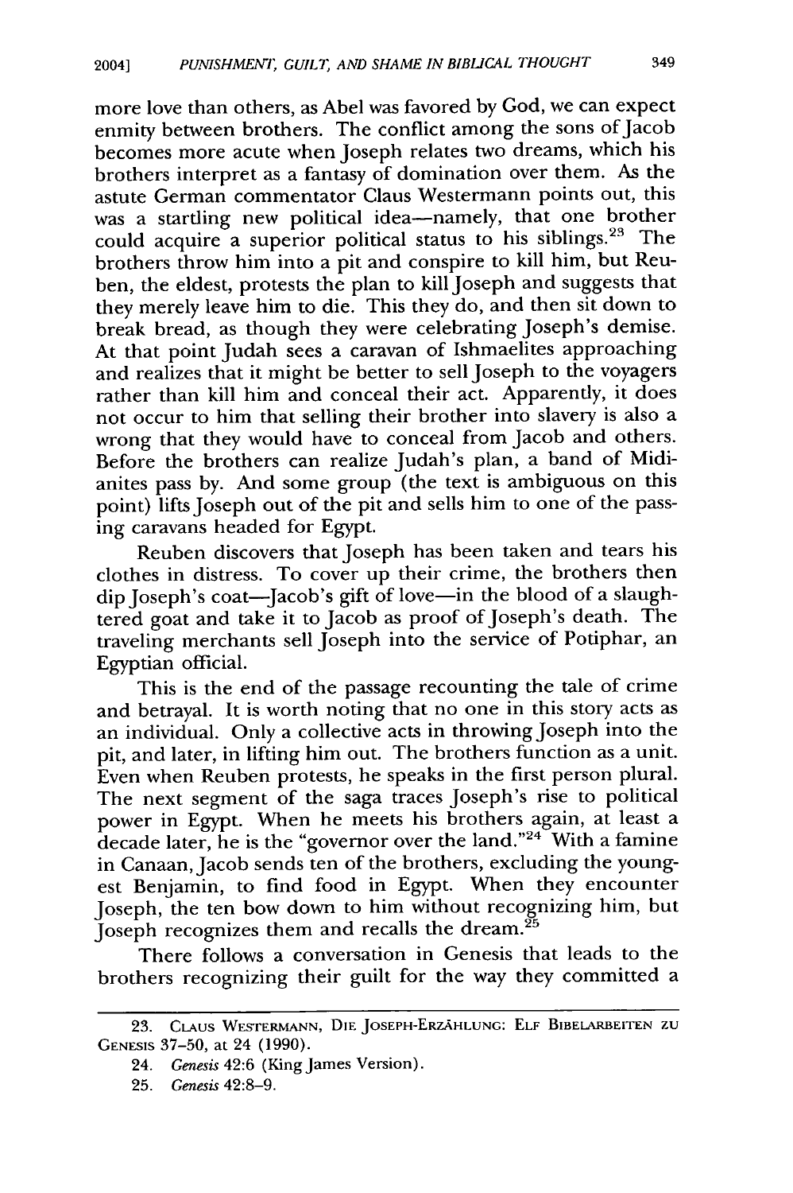more love than others, as Abel was favored by God, we can expect enmity between brothers. The conflict among the sons of Jacob becomes more acute when Joseph relates two dreams, which his brothers interpret as a fantasy of domination over them. As the astute German commentator Claus Westermann points out, this was a startling new political idea—namely, that one brother could acquire a superior political status to his siblings.[23] The brothers throw him into a pit and conspire to kill him, but Reuben, the eldest, protests the plan to kill Joseph and suggests that they merely leave him to die. This they do, and then sit down to break bread, as though they were celebrating Joseph's demise. At that point Judah sees a caravan of Ishmaelites approaching and realizes that it might be better to sell Joseph to the voyagers rather than kill him and conceal their act. Apparently, it does not occur to him that selling their brother into slavery is also a wrong that they would have to conceal from Jacob and others. Before the brothers can realize Judah's plan, a band of Midianites pass by. And some group (the text is ambiguous on this point) lifts Joseph out of the pit and sells him to one of the passing caravans headed for Egypt.

Reuben discovers that Joseph has been taken and tears his clothes in distress. To cover up their crime, the brothers then dip Joseph's coat—Jacob's gift of love—in the blood of a slaughtered goat and take it to Jacob as proof of Joseph's death. The traveling merchants sell Joseph into the service of Potiphar, an Egyptian official.

This is the end of the passage recounting the tale of crime and betrayal. It is worth noting that no one in this story acts as an individual. Only a collective acts in throwing Joseph into the pit, and later, in lifting him out. The brothers function as a unit. Even when Reuben protests, he speaks in the first person plural. The next segment of the saga traces Joseph's rise to political power in Egypt. When he meets his brothers again, at least a decade later, he is the "governor over the land."[24] With a famine in Canaan, Jacob sends ten of the brothers, excluding the youngest Benjamin, to find food in Egypt. When they encounter Joseph, the ten bow down to him without recognizing him, but Joseph recognizes them and recalls the dream.[25]

There follows a conversation in Genesis that leads to the brothers recognizing their guilt for the way they committed a

---

23. CLAUS WESTERMANN, DIE JOSEPH-ERZÄHLUNG: ELF BIBELARBEITEN ZU GENESIS 37–50, at 24 (1990).

24. *Genesis* 42:6 (King James Version).

25. *Genesis* 42:8–9.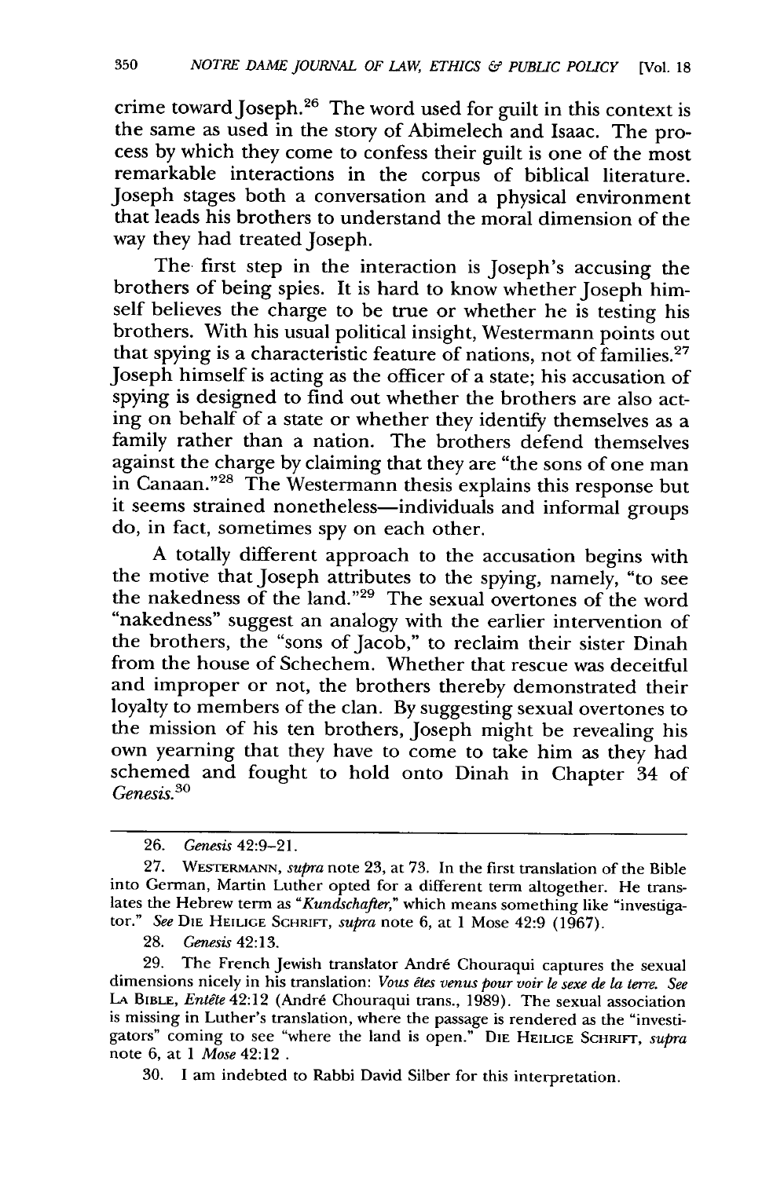crime toward Joseph.[26] The word used for guilt in this context is the same as used in the story of Abimelech and Isaac. The process by which they come to confess their guilt is one of the most remarkable interactions in the corpus of biblical literature. Joseph stages both a conversation and a physical environment that leads his brothers to understand the moral dimension of the way they had treated Joseph.

The first step in the interaction is Joseph's accusing the brothers of being spies. It is hard to know whether Joseph himself believes the charge to be true or whether he is testing his brothers. With his usual political insight, Westermann points out that spying is a characteristic feature of nations, not of families.[27] Joseph himself is acting as the officer of a state; his accusation of spying is designed to find out whether the brothers are also acting on behalf of a state or whether they identify themselves as a family rather than a nation. The brothers defend themselves against the charge by claiming that they are "the sons of one man in Canaan."[28] The Westermann thesis explains this response but it seems strained nonetheless—individuals and informal groups do, in fact, sometimes spy on each other.

A totally different approach to the accusation begins with the motive that Joseph attributes to the spying, namely, "to see the nakedness of the land."[29] The sexual overtones of the word "nakedness" suggest an analogy with the earlier intervention of the brothers, the "sons of Jacob," to reclaim their sister Dinah from the house of Schechem. Whether that rescue was deceitful and improper or not, the brothers thereby demonstrated their loyalty to members of the clan. By suggesting sexual overtones to the mission of his ten brothers, Joseph might be revealing his own yearning that they have to come to take him as they had schemed and fought to hold onto Dinah in Chapter 34 of *Genesis.*[30]

---

26. *Genesis* 42:9–21.

27. WESTERMANN, *supra* note 23, at 73. In the first translation of the Bible into German, Martin Luther opted for a different term altogether. He translates the Hebrew term as "*Kundschafter*," which means something like "investigator." *See* DIE HEILIGE SCHRIFT, *supra* note 6, at 1 Mose 42:9 (1967).

28. *Genesis* 42:13.

29. The French Jewish translator André Chouraqui captures the sexual dimensions nicely in his translation: *Vous êtes venus pour voir le sexe de la terre. See* LA BIBLE, *Entête* 42:12 (André Chouraqui trans., 1989). The sexual association is missing in Luther's translation, where the passage is rendered as the "investigators" coming to see "where the land is open." DIE HEILIGE SCHRIFT, *supra* note 6, at 1 *Mose* 42:12 .

30. I am indebted to Rabbi David Silber for this interpretation.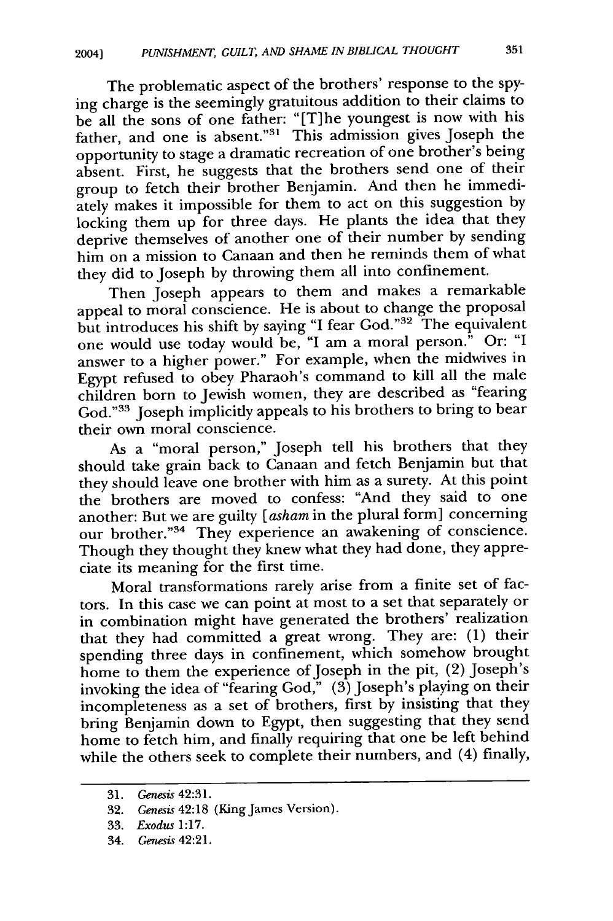The problematic aspect of the brothers' response to the spying charge is the seemingly gratuitous addition to their claims to be all the sons of one father: "[T]he youngest is now with his father, and one is absent."[31] This admission gives Joseph the opportunity to stage a dramatic recreation of one brother's being absent. First, he suggests that the brothers send one of their group to fetch their brother Benjamin. And then he immediately makes it impossible for them to act on this suggestion by locking them up for three days. He plants the idea that they deprive themselves of another one of their number by sending him on a mission to Canaan and then he reminds them of what they did to Joseph by throwing them all into confinement.

Then Joseph appears to them and makes a remarkable appeal to moral conscience. He is about to change the proposal but introduces his shift by saying "I fear God."[32] The equivalent one would use today would be, "I am a moral person." Or: "I answer to a higher power." For example, when the midwives in Egypt refused to obey Pharaoh's command to kill all the male children born to Jewish women, they are described as "fearing God."[33] Joseph implicitly appeals to his brothers to bring to bear their own moral conscience.

As a "moral person," Joseph tell his brothers that they should take grain back to Canaan and fetch Benjamin but that they should leave one brother with him as a surety. At this point the brothers are moved to confess: "And they said to one another: But we are guilty [*asham* in the plural form] concerning our brother."[34] They experience an awakening of conscience. Though they thought they knew what they had done, they appreciate its meaning for the first time.

Moral transformations rarely arise from a finite set of factors. In this case we can point at most to a set that separately or in combination might have generated the brothers' realization that they had committed a great wrong. They are: (1) their spending three days in confinement, which somehow brought home to them the experience of Joseph in the pit, (2) Joseph's invoking the idea of "fearing God," (3) Joseph's playing on their incompleteness as a set of brothers, first by insisting that they bring Benjamin down to Egypt, then suggesting that they send home to fetch him, and finally requiring that one be left behind while the others seek to complete their numbers, and (4) finally,

---

31. *Genesis* 42:31.
32. *Genesis* 42:18 (King James Version).
33. *Exodus* 1:17.
34. *Genesis* 42:21.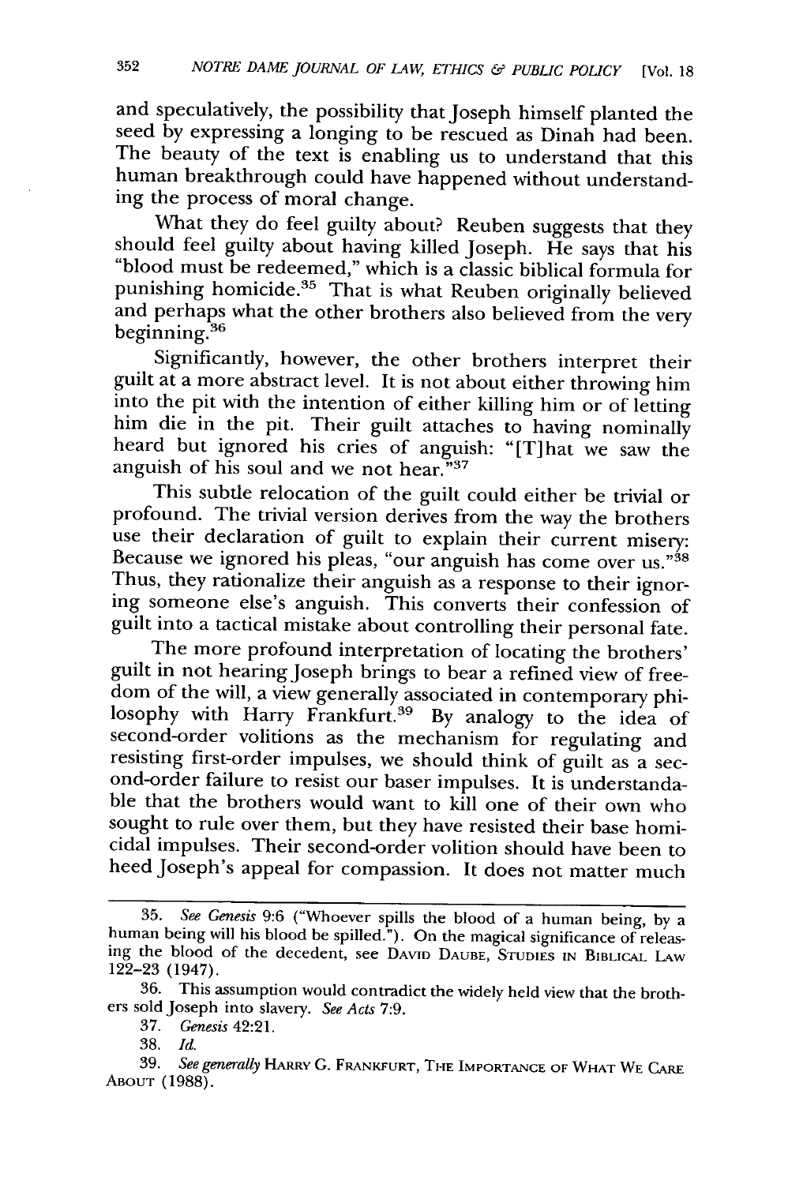and speculatively, the possibility that Joseph himself planted the seed by expressing a longing to be rescued as Dinah had been. The beauty of the text is enabling us to understand that this human breakthrough could have happened without understanding the process of moral change.

What they do feel guilty about? Reuben suggests that they should feel guilty about having killed Joseph. He says that his "blood must be redeemed," which is a classic biblical formula for punishing homicide.[35] That is what Reuben originally believed and perhaps what the other brothers also believed from the very beginning.[36]

Significantly, however, the other brothers interpret their guilt at a more abstract level. It is not about either throwing him into the pit with the intention of either killing him or of letting him die in the pit. Their guilt attaches to having nominally heard but ignored his cries of anguish: "[T]hat we saw the anguish of his soul and we not hear."[37]

This subtle relocation of the guilt could either be trivial or profound. The trivial version derives from the way the brothers use their declaration of guilt to explain their current misery: Because we ignored his pleas, "our anguish has come over us."[38] Thus, they rationalize their anguish as a response to their ignoring someone else's anguish. This converts their confession of guilt into a tactical mistake about controlling their personal fate.

The more profound interpretation of locating the brothers' guilt in not hearing Joseph brings to bear a refined view of freedom of the will, a view generally associated in contemporary philosophy with Harry Frankfurt.[39] By analogy to the idea of second-order volitions as the mechanism for regulating and resisting first-order impulses, we should think of guilt as a second-order failure to resist our baser impulses. It is understandable that the brothers would want to kill one of their own who sought to rule over them, but they have resisted their base homicidal impulses. Their second-order volition should have been to heed Joseph's appeal for compassion. It does not matter much

---

35. *See Genesis* 9:6 ("Whoever spills the blood of a human being, by a human being will his blood be spilled."). On the magical significance of releasing the blood of the decedent, see DAVID DAUBE, STUDIES IN BIBLICAL LAW 122–23 (1947).

36. This assumption would contradict the widely held view that the brothers sold Joseph into slavery. *See Acts* 7:9.

37. *Genesis* 42:21.

38. *Id.*

39. *See generally* HARRY G. FRANKFURT, THE IMPORTANCE OF WHAT WE CARE ABOUT (1988).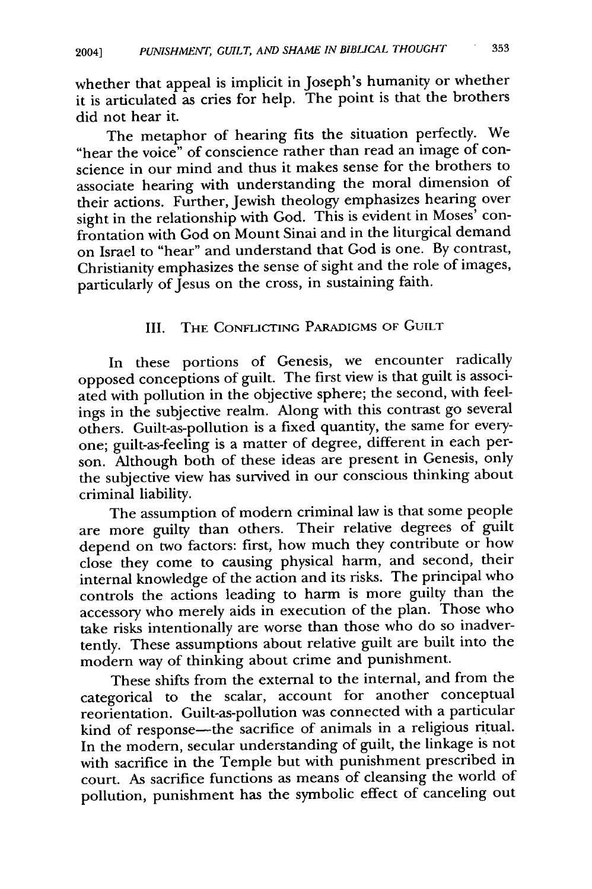whether that appeal is implicit in Joseph's humanity or whether it is articulated as cries for help. The point is that the brothers did not hear it.

The metaphor of hearing fits the situation perfectly. We "hear the voice" of conscience rather than read an image of conscience in our mind and thus it makes sense for the brothers to associate hearing with understanding the moral dimension of their actions. Further, Jewish theology emphasizes hearing over sight in the relationship with God. This is evident in Moses' confrontation with God on Mount Sinai and in the liturgical demand on Israel to "hear" and understand that God is one. By contrast, Christianity emphasizes the sense of sight and the role of images, particularly of Jesus on the cross, in sustaining faith.

## III. The Conflicting Paradigms of Guilt

In these portions of Genesis, we encounter radically opposed conceptions of guilt. The first view is that guilt is associated with pollution in the objective sphere; the second, with feelings in the subjective realm. Along with this contrast go several others. Guilt-as-pollution is a fixed quantity, the same for everyone; guilt-as-feeling is a matter of degree, different in each person. Although both of these ideas are present in Genesis, only the subjective view has survived in our conscious thinking about criminal liability.

The assumption of modern criminal law is that some people are more guilty than others. Their relative degrees of guilt depend on two factors: first, how much they contribute or how close they come to causing physical harm, and second, their internal knowledge of the action and its risks. The principal who controls the actions leading to harm is more guilty than the accessory who merely aids in execution of the plan. Those who take risks intentionally are worse than those who do so inadvertently. These assumptions about relative guilt are built into the modern way of thinking about crime and punishment.

These shifts from the external to the internal, and from the categorical to the scalar, account for another conceptual reorientation. Guilt-as-pollution was connected with a particular kind of response—the sacrifice of animals in a religious ritual. In the modern, secular understanding of guilt, the linkage is not with sacrifice in the Temple but with punishment prescribed in court. As sacrifice functions as means of cleansing the world of pollution, punishment has the symbolic effect of canceling out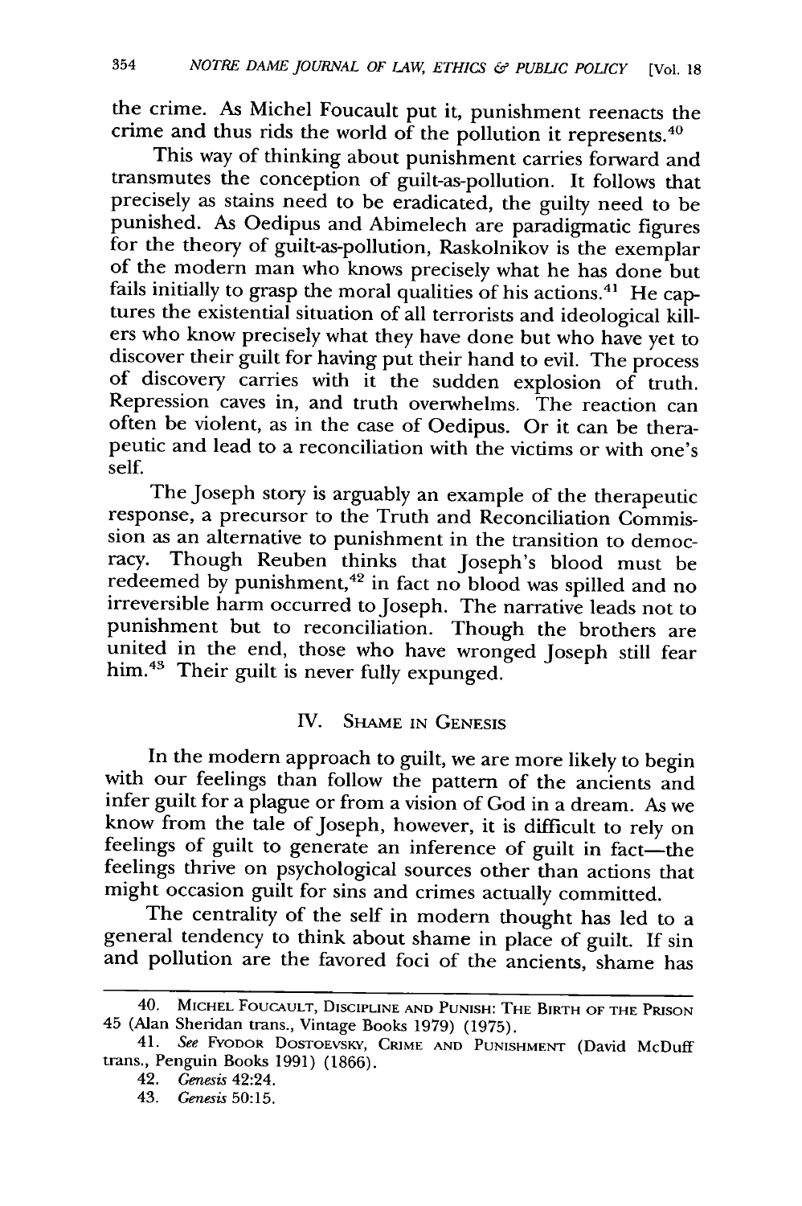the crime. As Michel Foucault put it, punishment reenacts the crime and thus rids the world of the pollution it represents.[40]

This way of thinking about punishment carries forward and transmutes the conception of guilt-as-pollution. It follows that precisely as stains need to be eradicated, the guilty need to be punished. As Oedipus and Abimelech are paradigmatic figures for the theory of guilt-as-pollution, Raskolnikov is the exemplar of the modern man who knows precisely what he has done but fails initially to grasp the moral qualities of his actions.[41] He captures the existential situation of all terrorists and ideological killers who know precisely what they have done but who have yet to discover their guilt for having put their hand to evil. The process of discovery carries with it the sudden explosion of truth. Repression caves in, and truth overwhelms. The reaction can often be violent, as in the case of Oedipus. Or it can be therapeutic and lead to a reconciliation with the victims or with one's self.

The Joseph story is arguably an example of the therapeutic response, a precursor to the Truth and Reconciliation Commission as an alternative to punishment in the transition to democracy. Though Reuben thinks that Joseph's blood must be redeemed by punishment,[42] in fact no blood was spilled and no irreversible harm occurred to Joseph. The narrative leads not to punishment but to reconciliation. Though the brothers are united in the end, those who have wronged Joseph still fear him.[43] Their guilt is never fully expunged.

## IV. Shame in Genesis

In the modern approach to guilt, we are more likely to begin with our feelings than follow the pattern of the ancients and infer guilt for a plague or from a vision of God in a dream. As we know from the tale of Joseph, however, it is difficult to rely on feelings of guilt to generate an inference of guilt in fact—the feelings thrive on psychological sources other than actions that might occasion guilt for sins and crimes actually committed.

The centrality of the self in modern thought has led to a general tendency to think about shame in place of guilt. If sin and pollution are the favored foci of the ancients, shame has

---

40. Michel Foucault, Discipline and Punish: The Birth of the Prison 45 (Alan Sheridan trans., Vintage Books 1979) (1975).

41. *See* Fyodor Dostoevsky, Crime and Punishment (David McDuff trans., Penguin Books 1991) (1866).

42. *Genesis* 42:24.

43. *Genesis* 50:15.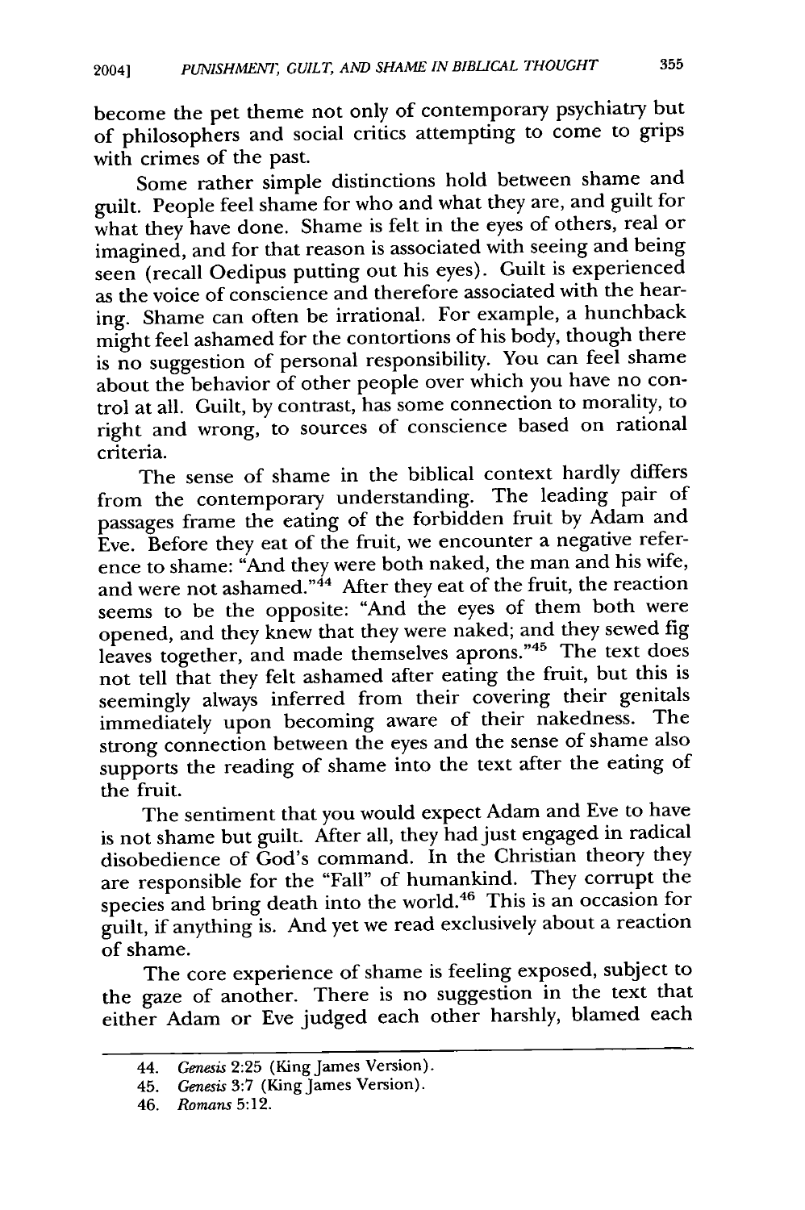become the pet theme not only of contemporary psychiatry but of philosophers and social critics attempting to come to grips with crimes of the past.

Some rather simple distinctions hold between shame and guilt. People feel shame for who and what they are, and guilt for what they have done. Shame is felt in the eyes of others, real or imagined, and for that reason is associated with seeing and being seen (recall Oedipus putting out his eyes). Guilt is experienced as the voice of conscience and therefore associated with the hearing. Shame can often be irrational. For example, a hunchback might feel ashamed for the contortions of his body, though there is no suggestion of personal responsibility. You can feel shame about the behavior of other people over which you have no control at all. Guilt, by contrast, has some connection to morality, to right and wrong, to sources of conscience based on rational criteria.

The sense of shame in the biblical context hardly differs from the contemporary understanding. The leading pair of passages frame the eating of the forbidden fruit by Adam and Eve. Before they eat of the fruit, we encounter a negative reference to shame: "And they were both naked, the man and his wife, and were not ashamed."[44] After they eat of the fruit, the reaction seems to be the opposite: "And the eyes of them both were opened, and they knew that they were naked; and they sewed fig leaves together, and made themselves aprons."[45] The text does not tell that they felt ashamed after eating the fruit, but this is seemingly always inferred from their covering their genitals immediately upon becoming aware of their nakedness. The strong connection between the eyes and the sense of shame also supports the reading of shame into the text after the eating of the fruit.

The sentiment that you would expect Adam and Eve to have is not shame but guilt. After all, they had just engaged in radical disobedience of God's command. In the Christian theory they are responsible for the "Fall" of humankind. They corrupt the species and bring death into the world.[46] This is an occasion for guilt, if anything is. And yet we read exclusively about a reaction of shame.

The core experience of shame is feeling exposed, subject to the gaze of another. There is no suggestion in the text that either Adam or Eve judged each other harshly, blamed each

---

44. *Genesis* 2:25 (King James Version).

45. *Genesis* 3:7 (King James Version).

46. *Romans* 5:12.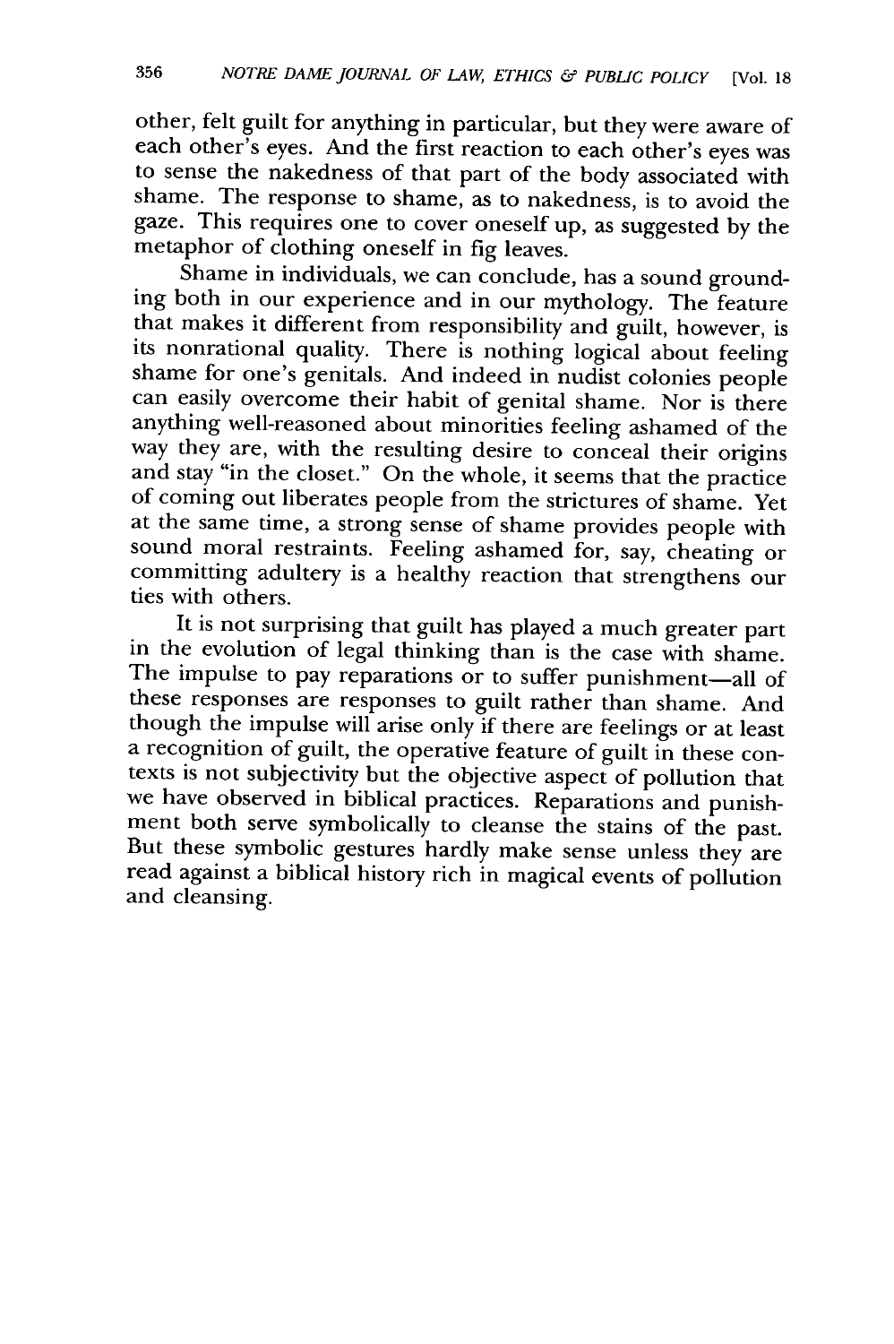other, felt guilt for anything in particular, but they were aware of each other's eyes. And the first reaction to each other's eyes was to sense the nakedness of that part of the body associated with shame. The response to shame, as to nakedness, is to avoid the gaze. This requires one to cover oneself up, as suggested by the metaphor of clothing oneself in fig leaves.

Shame in individuals, we can conclude, has a sound grounding both in our experience and in our mythology. The feature that makes it different from responsibility and guilt, however, is its nonrational quality. There is nothing logical about feeling shame for one's genitals. And indeed in nudist colonies people can easily overcome their habit of genital shame. Nor is there anything well-reasoned about minorities feeling ashamed of the way they are, with the resulting desire to conceal their origins and stay "in the closet." On the whole, it seems that the practice of coming out liberates people from the strictures of shame. Yet at the same time, a strong sense of shame provides people with sound moral restraints. Feeling ashamed for, say, cheating or committing adultery is a healthy reaction that strengthens our ties with others.

It is not surprising that guilt has played a much greater part in the evolution of legal thinking than is the case with shame. The impulse to pay reparations or to suffer punishment—all of these responses are responses to guilt rather than shame. And though the impulse will arise only if there are feelings or at least a recognition of guilt, the operative feature of guilt in these contexts is not subjectivity but the objective aspect of pollution that we have observed in biblical practices. Reparations and punishment both serve symbolically to cleanse the stains of the past. But these symbolic gestures hardly make sense unless they are read against a biblical history rich in magical events of pollution and cleansing.